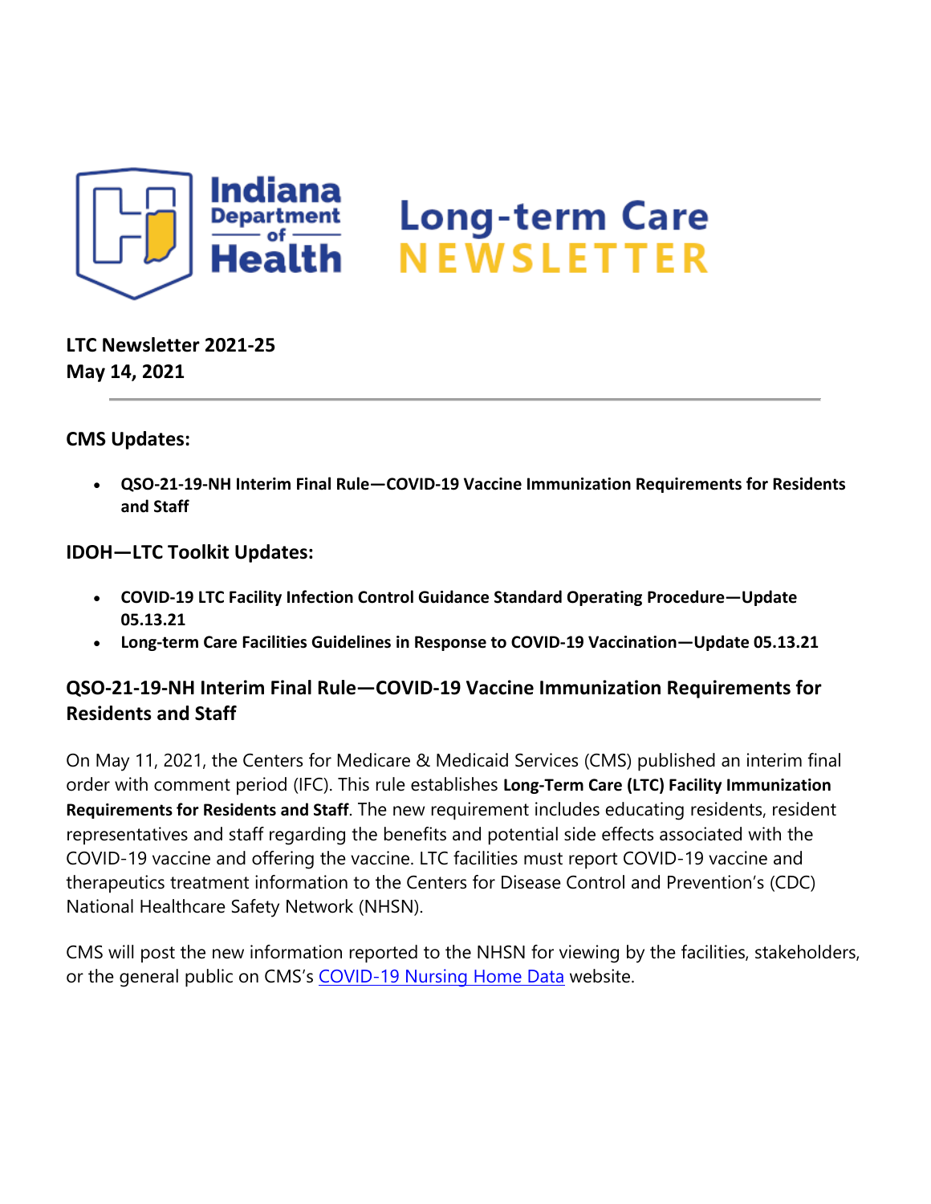# Indiana Department of Health Long-term Care NEWSLETTER

**LTC Newsletter 2021-25**
**May 14, 2021**

---

### CMS Updates:

- **QSO-21-19-NH Interim Final Rule—COVID-19 Vaccine Immunization Requirements for Residents and Staff**

### IDOH—LTC Toolkit Updates:

- **COVID-19 LTC Facility Infection Control Guidance Standard Operating Procedure—Update 05.13.21**
- **Long-term Care Facilities Guidelines in Response to COVID-19 Vaccination—Update 05.13.21**

### QSO-21-19-NH Interim Final Rule—COVID-19 Vaccine Immunization Requirements for Residents and Staff

On May 11, 2021, the Centers for Medicare & Medicaid Services (CMS) published an interim final order with comment period (IFC). This rule establishes **Long-Term Care (LTC) Facility Immunization Requirements for Residents and Staff**. The new requirement includes educating residents, resident representatives and staff regarding the benefits and potential side effects associated with the COVID-19 vaccine and offering the vaccine. LTC facilities must report COVID-19 vaccine and therapeutics treatment information to the Centers for Disease Control and Prevention's (CDC) National Healthcare Safety Network (NHSN).

CMS will post the new information reported to the NHSN for viewing by the facilities, stakeholders, or the general public on CMS's COVID-19 Nursing Home Data website.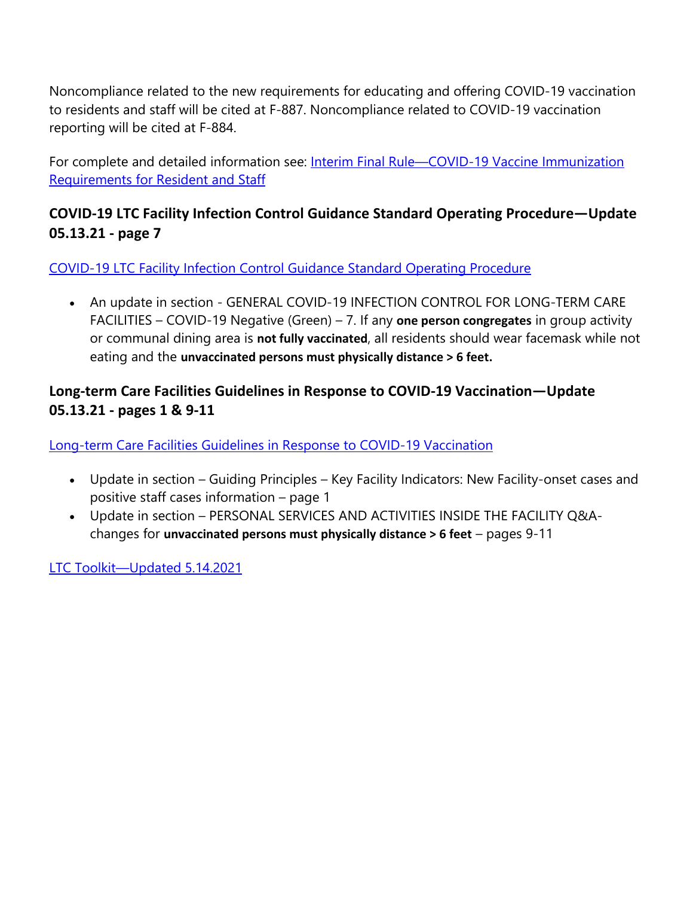Noncompliance related to the new requirements for educating and offering COVID-19 vaccination to residents and staff will be cited at F-887. Noncompliance related to COVID-19 vaccination reporting will be cited at F-884.

For complete and detailed information see: [Interim Final Rule—COVID-19 Vaccine Immunization Requirements for Resident and Staff]()

### COVID-19 LTC Facility Infection Control Guidance Standard Operating Procedure—Update 05.13.21 - page 7

[COVID-19 LTC Facility Infection Control Guidance Standard Operating Procedure]()

- An update in section - GENERAL COVID-19 INFECTION CONTROL FOR LONG-TERM CARE FACILITIES – COVID-19 Negative (Green) – 7. If any **one person congregates** in group activity or communal dining area is **not fully vaccinated**, all residents should wear facemask while not eating and the **unvaccinated persons must physically distance > 6 feet.**

### Long-term Care Facilities Guidelines in Response to COVID-19 Vaccination—Update 05.13.21 - pages 1 & 9-11

[Long-term Care Facilities Guidelines in Response to COVID-19 Vaccination]()

- Update in section – Guiding Principles – Key Facility Indicators: New Facility-onset cases and positive staff cases information – page 1
- Update in section – PERSONAL SERVICES AND ACTIVITIES INSIDE THE FACILITY Q&A- changes for **unvaccinated persons must physically distance > 6 feet** – pages 9-11

[LTC Toolkit—Updated 5.14.2021]()